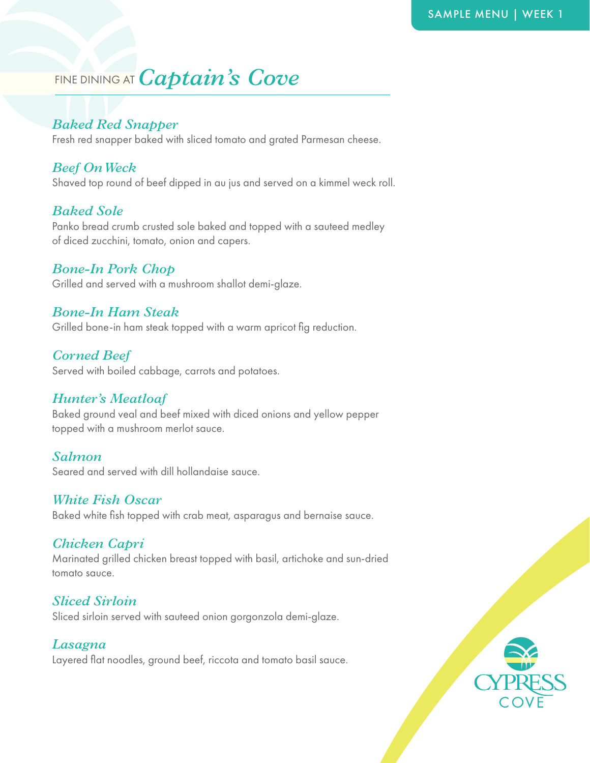SAMPLE MENU | WEEK 1

# FINE DINING AT *Captain's Cove*

### *Baked Red Snapper*
Fresh red snapper baked with sliced tomato and grated Parmesan cheese.

### *Beef On Weck*
Shaved top round of beef dipped in au jus and served on a kimmel weck roll.

### *Baked Sole*
Panko bread crumb crusted sole baked and topped with a sauteed medley of diced zucchini, tomato, onion and capers.

### *Bone-In Pork Chop*
Grilled and served with a mushroom shallot demi-glaze.

### *Bone-In Ham Steak*
Grilled bone-in ham steak topped with a warm apricot fig reduction.

### *Corned Beef*
Served with boiled cabbage, carrots and potatoes.

### *Hunter's Meatloaf*
Baked ground veal and beef mixed with diced onions and yellow pepper topped with a mushroom merlot sauce.

### *Salmon*
Seared and served with dill hollandaise sauce.

### *White Fish Oscar*
Baked white fish topped with crab meat, asparagus and bernaise sauce.

### *Chicken Capri*
Marinated grilled chicken breast topped with basil, artichoke and sun-dried tomato sauce.

### *Sliced Sirloin*
Sliced sirloin served with sauteed onion gorgonzola demi-glaze.

### *Lasagna*
Layered flat noodles, ground beef, riccota and tomato basil sauce.

CYPRESS COVE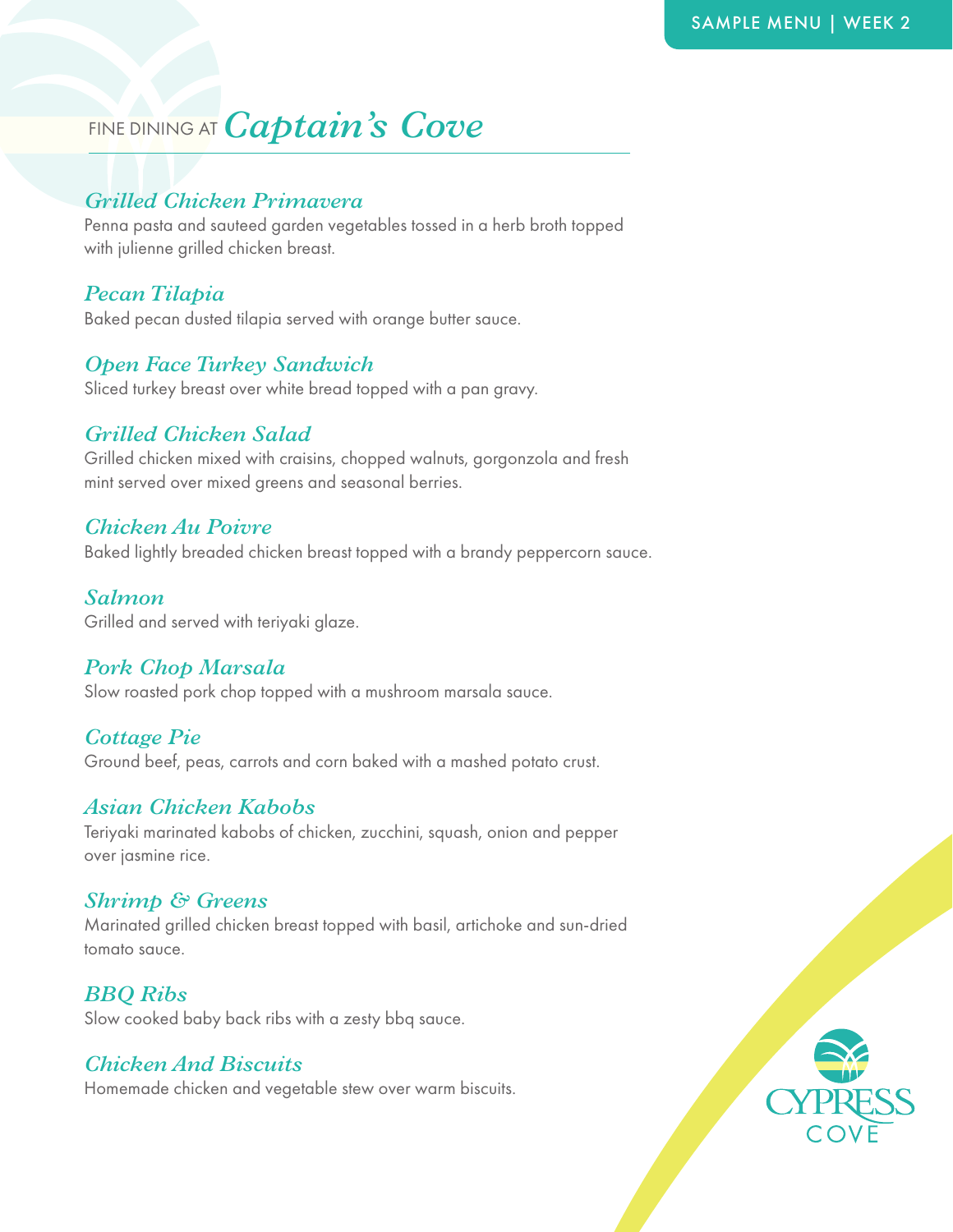SAMPLE MENU | WEEK 2

# FINE DINING AT *Captain's Cove*

### *Grilled Chicken Primavera*
Penna pasta and sauteed garden vegetables tossed in a herb broth topped with julienne grilled chicken breast.

### *Pecan Tilapia*
Baked pecan dusted tilapia served with orange butter sauce.

### *Open Face Turkey Sandwich*
Sliced turkey breast over white bread topped with a pan gravy.

### *Grilled Chicken Salad*
Grilled chicken mixed with craisins, chopped walnuts, gorgonzola and fresh mint served over mixed greens and seasonal berries.

### *Chicken Au Poivre*
Baked lightly breaded chicken breast topped with a brandy peppercorn sauce.

### *Salmon*
Grilled and served with teriyaki glaze.

### *Pork Chop Marsala*
Slow roasted pork chop topped with a mushroom marsala sauce.

### *Cottage Pie*
Ground beef, peas, carrots and corn baked with a mashed potato crust.

### *Asian Chicken Kabobs*
Teriyaki marinated kabobs of chicken, zucchini, squash, onion and pepper over jasmine rice.

### *Shrimp & Greens*
Marinated grilled chicken breast topped with basil, artichoke and sun-dried tomato sauce.

### *BBQ Ribs*
Slow cooked baby back ribs with a zesty bbq sauce.

### *Chicken And Biscuits*
Homemade chicken and vegetable stew over warm biscuits.

CYPRESS COVE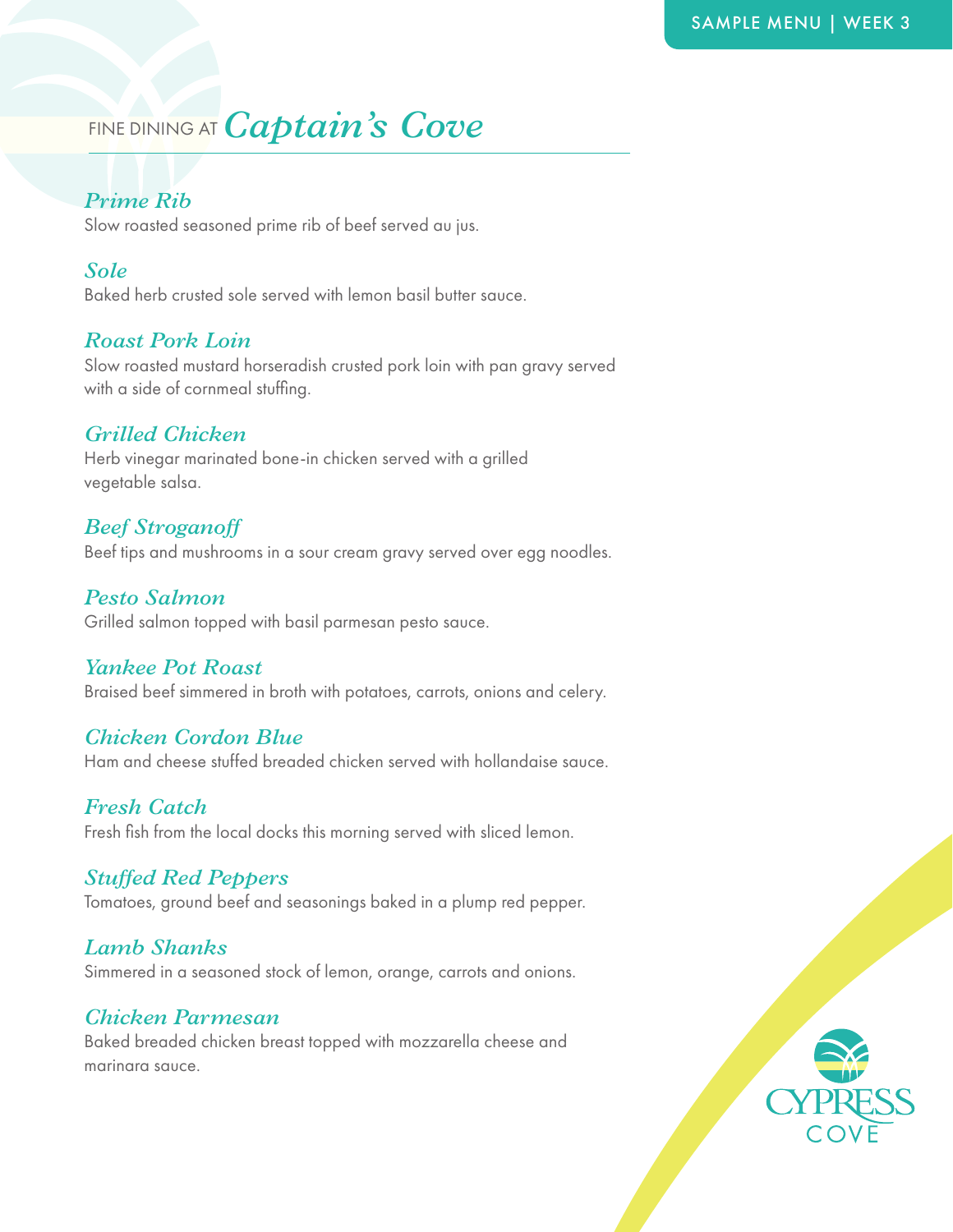SAMPLE MENU | WEEK 3

# FINE DINING AT *Captain's Cove*

### *Prime Rib*
Slow roasted seasoned prime rib of beef served au jus.

### *Sole*
Baked herb crusted sole served with lemon basil butter sauce.

### *Roast Pork Loin*
Slow roasted mustard horseradish crusted pork loin with pan gravy served with a side of cornmeal stuffing.

### *Grilled Chicken*
Herb vinegar marinated bone-in chicken served with a grilled vegetable salsa.

### *Beef Stroganoff*
Beef tips and mushrooms in a sour cream gravy served over egg noodles.

### *Pesto Salmon*
Grilled salmon topped with basil parmesan pesto sauce.

### *Yankee Pot Roast*
Braised beef simmered in broth with potatoes, carrots, onions and celery.

### *Chicken Cordon Blue*
Ham and cheese stuffed breaded chicken served with hollandaise sauce.

### *Fresh Catch*
Fresh fish from the local docks this morning served with sliced lemon.

### *Stuffed Red Peppers*
Tomatoes, ground beef and seasonings baked in a plump red pepper.

### *Lamb Shanks*
Simmered in a seasoned stock of lemon, orange, carrots and onions.

### *Chicken Parmesan*
Baked breaded chicken breast topped with mozzarella cheese and marinara sauce.

CYPRESS COVE